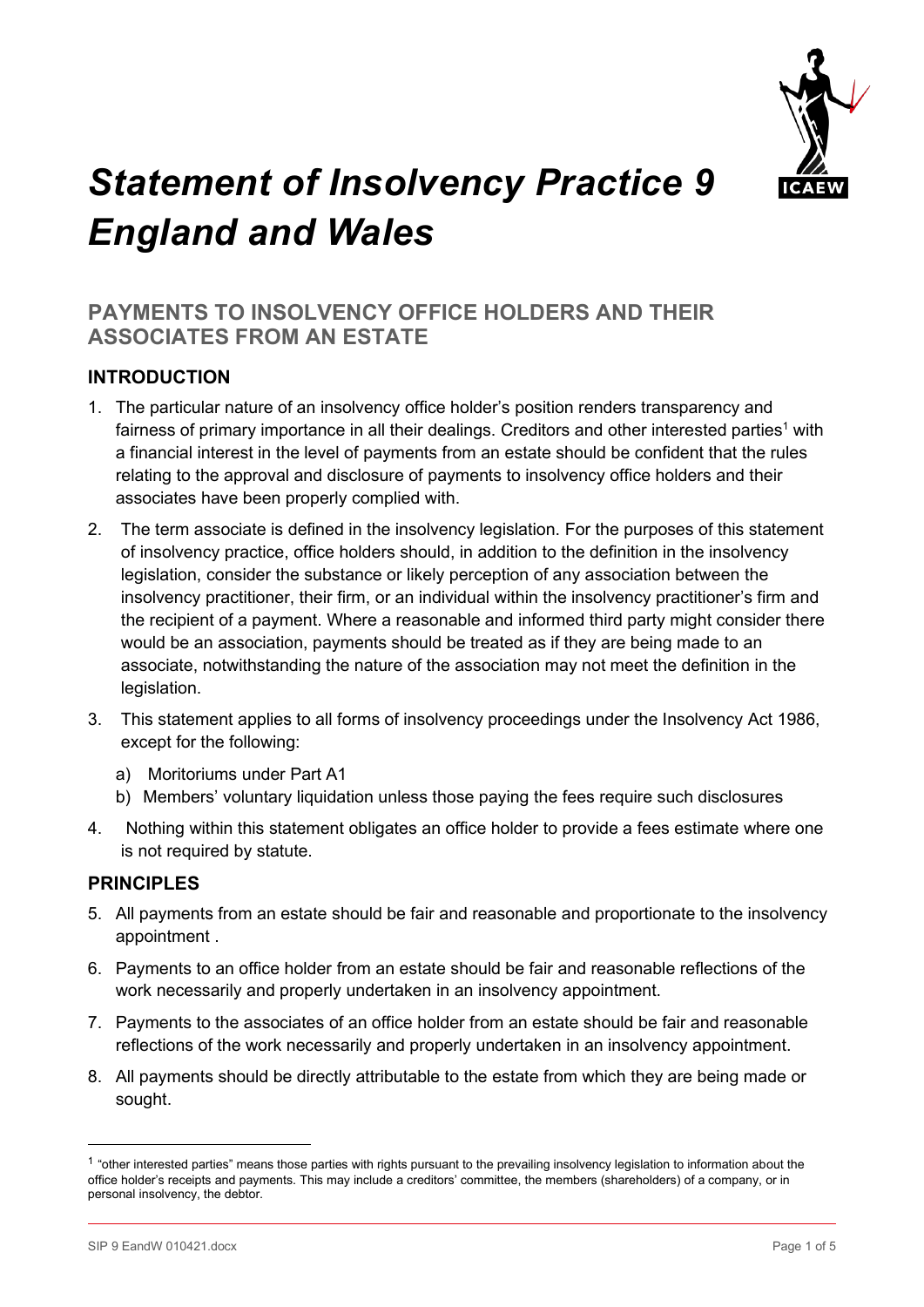# *Statement of Insolvency Practice 9 England and Wales*

## PAYMENTS TO INSOLVENCY OFFICE HOLDERS AND THEIR ASSOCIATES FROM AN ESTATE

### INTRODUCTION

1. The particular nature of an insolvency office holder's position renders transparency and fairness of primary importance in all their dealings. Creditors and other interested parties[1] with a financial interest in the level of payments from an estate should be confident that the rules relating to the approval and disclosure of payments to insolvency office holders and their associates have been properly complied with.
2. The term associate is defined in the insolvency legislation. For the purposes of this statement of insolvency practice, office holders should, in addition to the definition in the insolvency legislation, consider the substance or likely perception of any association between the insolvency practitioner, their firm, or an individual within the insolvency practitioner's firm and the recipient of a payment. Where a reasonable and informed third party might consider there would be an association, payments should be treated as if they are being made to an associate, notwithstanding the nature of the association may not meet the definition in the legislation.
3. This statement applies to all forms of insolvency proceedings under the Insolvency Act 1986, except for the following:
   a) Moritoriums under Part A1
   b) Members' voluntary liquidation unless those paying the fees require such disclosures
4. Nothing within this statement obligates an office holder to provide a fees estimate where one is not required by statute.

### PRINCIPLES

5. All payments from an estate should be fair and reasonable and proportionate to the insolvency appointment .
6. Payments to an office holder from an estate should be fair and reasonable reflections of the work necessarily and properly undertaken in an insolvency appointment.
7. Payments to the associates of an office holder from an estate should be fair and reasonable reflections of the work necessarily and properly undertaken in an insolvency appointment.
8. All payments should be directly attributable to the estate from which they are being made or sought.

[1] "other interested parties" means those parties with rights pursuant to the prevailing insolvency legislation to information about the office holder's receipts and payments. This may include a creditors' committee, the members (shareholders) of a company, or in personal insolvency, the debtor.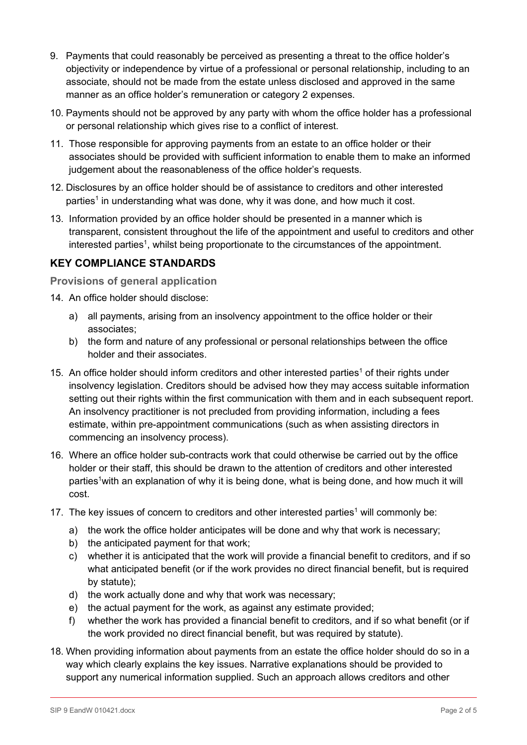9. Payments that could reasonably be perceived as presenting a threat to the office holder's objectivity or independence by virtue of a professional or personal relationship, including to an associate, should not be made from the estate unless disclosed and approved in the same manner as an office holder's remuneration or category 2 expenses.

10. Payments should not be approved by any party with whom the office holder has a professional or personal relationship which gives rise to a conflict of interest.

11. Those responsible for approving payments from an estate to an office holder or their associates should be provided with sufficient information to enable them to make an informed judgement about the reasonableness of the office holder's requests.

12. Disclosures by an office holder should be of assistance to creditors and other interested parties[1] in understanding what was done, why it was done, and how much it cost.

13. Information provided by an office holder should be presented in a manner which is transparent, consistent throughout the life of the appointment and useful to creditors and other interested parties[1], whilst being proportionate to the circumstances of the appointment.

## KEY COMPLIANCE STANDARDS

### Provisions of general application

14. An office holder should disclose:
    a) all payments, arising from an insolvency appointment to the office holder or their associates;
    b) the form and nature of any professional or personal relationships between the office holder and their associates.

15. An office holder should inform creditors and other interested parties[1] of their rights under insolvency legislation. Creditors should be advised how they may access suitable information setting out their rights within the first communication with them and in each subsequent report. An insolvency practitioner is not precluded from providing information, including a fees estimate, within pre-appointment communications (such as when assisting directors in commencing an insolvency process).

16. Where an office holder sub-contracts work that could otherwise be carried out by the office holder or their staff, this should be drawn to the attention of creditors and other interested parties[1] with an explanation of why it is being done, what is being done, and how much it will cost.

17. The key issues of concern to creditors and other interested parties[1] will commonly be:
    a) the work the office holder anticipates will be done and why that work is necessary;
    b) the anticipated payment for that work;
    c) whether it is anticipated that the work will provide a financial benefit to creditors, and if so what anticipated benefit (or if the work provides no direct financial benefit, but is required by statute);
    d) the work actually done and why that work was necessary;
    e) the actual payment for the work, as against any estimate provided;
    f) whether the work has provided a financial benefit to creditors, and if so what benefit (or if the work provided no direct financial benefit, but was required by statute).

18. When providing information about payments from an estate the office holder should do so in a way which clearly explains the key issues. Narrative explanations should be provided to support any numerical information supplied. Such an approach allows creditors and other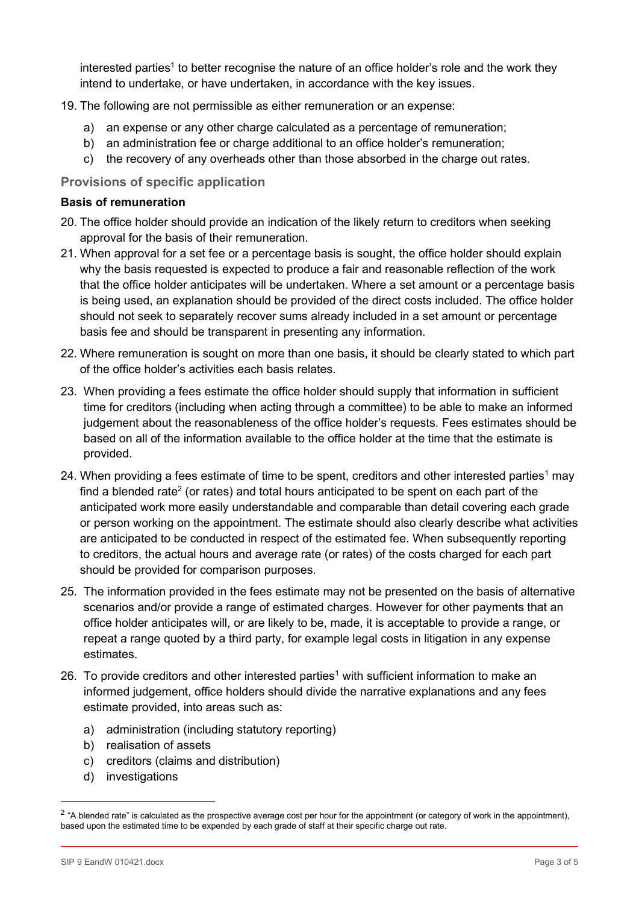interested parties[1] to better recognise the nature of an office holder's role and the work they intend to undertake, or have undertaken, in accordance with the key issues.

19. The following are not permissible as either remuneration or an expense:
    a) an expense or any other charge calculated as a percentage of remuneration;
    b) an administration fee or charge additional to an office holder's remuneration;
    c) the recovery of any overheads other than those absorbed in the charge out rates.

## Provisions of specific application

### Basis of remuneration

20. The office holder should provide an indication of the likely return to creditors when seeking approval for the basis of their remuneration.
21. When approval for a set fee or a percentage basis is sought, the office holder should explain why the basis requested is expected to produce a fair and reasonable reflection of the work that the office holder anticipates will be undertaken. Where a set amount or a percentage basis is being used, an explanation should be provided of the direct costs included. The office holder should not seek to separately recover sums already included in a set amount or percentage basis fee and should be transparent in presenting any information.
22. Where remuneration is sought on more than one basis, it should be clearly stated to which part of the office holder's activities each basis relates.
23. When providing a fees estimate the office holder should supply that information in sufficient time for creditors (including when acting through a committee) to be able to make an informed judgement about the reasonableness of the office holder's requests. Fees estimates should be based on all of the information available to the office holder at the time that the estimate is provided.
24. When providing a fees estimate of time to be spent, creditors and other interested parties[1] may find a blended rate[2] (or rates) and total hours anticipated to be spent on each part of the anticipated work more easily understandable and comparable than detail covering each grade or person working on the appointment. The estimate should also clearly describe what activities are anticipated to be conducted in respect of the estimated fee. When subsequently reporting to creditors, the actual hours and average rate (or rates) of the costs charged for each part should be provided for comparison purposes.
25. The information provided in the fees estimate may not be presented on the basis of alternative scenarios and/or provide a range of estimated charges. However for other payments that an office holder anticipates will, or are likely to be, made, it is acceptable to provide a range, or repeat a range quoted by a third party, for example legal costs in litigation in any expense estimates.
26. To provide creditors and other interested parties[1] with sufficient information to make an informed judgement, office holders should divide the narrative explanations and any fees estimate provided, into areas such as:
    a) administration (including statutory reporting)
    b) realisation of assets
    c) creditors (claims and distribution)
    d) investigations

[2] "A blended rate" is calculated as the prospective average cost per hour for the appointment (or category of work in the appointment), based upon the estimated time to be expended by each grade of staff at their specific charge out rate.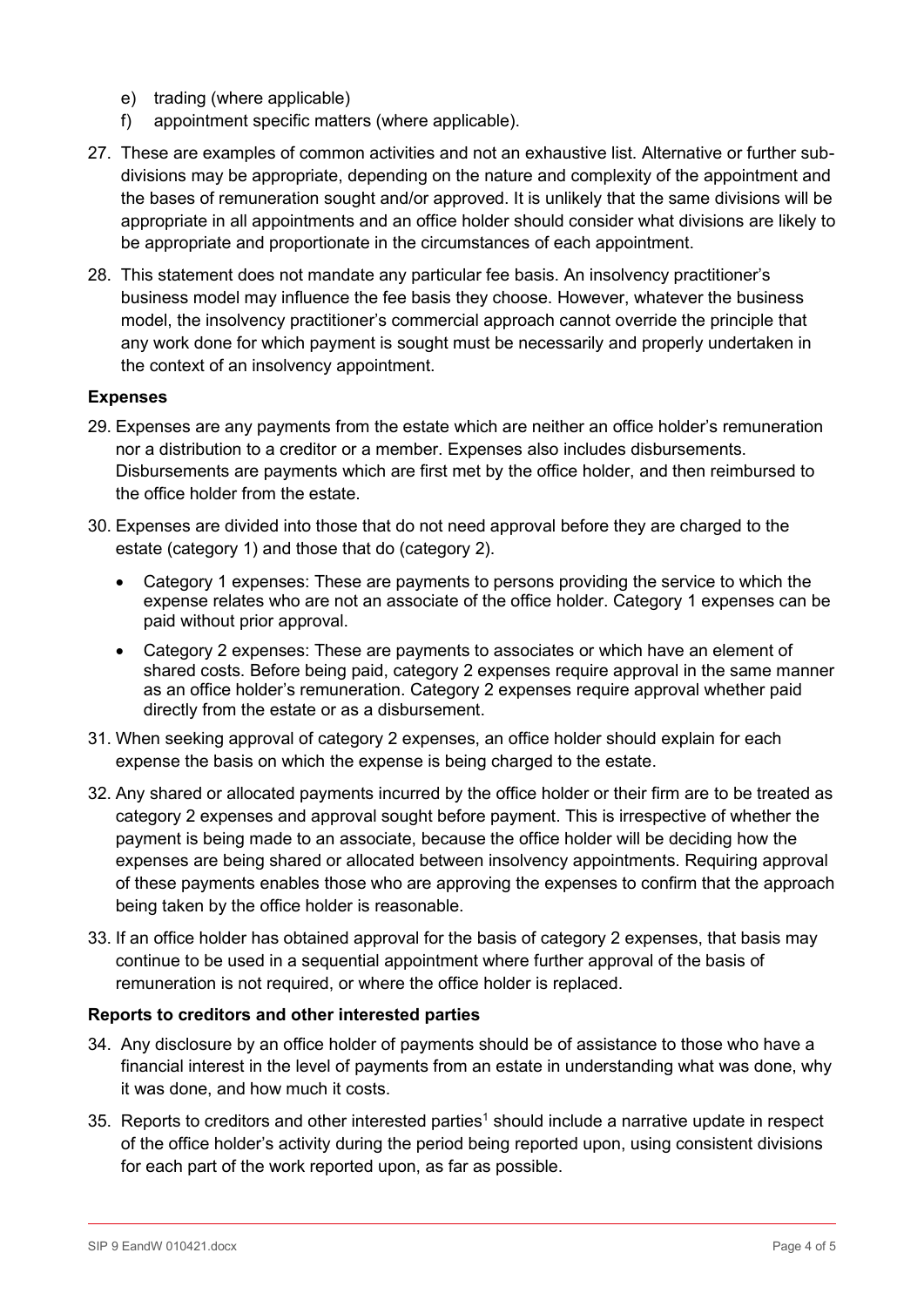e) trading (where applicable)
f) appointment specific matters (where applicable).

27. These are examples of common activities and not an exhaustive list. Alternative or further sub-divisions may be appropriate, depending on the nature and complexity of the appointment and the bases of remuneration sought and/or approved. It is unlikely that the same divisions will be appropriate in all appointments and an office holder should consider what divisions are likely to be appropriate and proportionate in the circumstances of each appointment.

28. This statement does not mandate any particular fee basis. An insolvency practitioner's business model may influence the fee basis they choose. However, whatever the business model, the insolvency practitioner's commercial approach cannot override the principle that any work done for which payment is sought must be necessarily and properly undertaken in the context of an insolvency appointment.

**Expenses**

29. Expenses are any payments from the estate which are neither an office holder's remuneration nor a distribution to a creditor or a member. Expenses also includes disbursements. Disbursements are payments which are first met by the office holder, and then reimbursed to the office holder from the estate.

30. Expenses are divided into those that do not need approval before they are charged to the estate (category 1) and those that do (category 2).

    - Category 1 expenses: These are payments to persons providing the service to which the expense relates who are not an associate of the office holder. Category 1 expenses can be paid without prior approval.
    - Category 2 expenses: These are payments to associates or which have an element of shared costs. Before being paid, category 2 expenses require approval in the same manner as an office holder's remuneration. Category 2 expenses require approval whether paid directly from the estate or as a disbursement.

31. When seeking approval of category 2 expenses, an office holder should explain for each expense the basis on which the expense is being charged to the estate.

32. Any shared or allocated payments incurred by the office holder or their firm are to be treated as category 2 expenses and approval sought before payment. This is irrespective of whether the payment is being made to an associate, because the office holder will be deciding how the expenses are being shared or allocated between insolvency appointments. Requiring approval of these payments enables those who are approving the expenses to confirm that the approach being taken by the office holder is reasonable.

33. If an office holder has obtained approval for the basis of category 2 expenses, that basis may continue to be used in a sequential appointment where further approval of the basis of remuneration is not required, or where the office holder is replaced.

**Reports to creditors and other interested parties**

34. Any disclosure by an office holder of payments should be of assistance to those who have a financial interest in the level of payments from an estate in understanding what was done, why it was done, and how much it costs.

35. Reports to creditors and other interested parties[1] should include a narrative update in respect of the office holder's activity during the period being reported upon, using consistent divisions for each part of the work reported upon, as far as possible.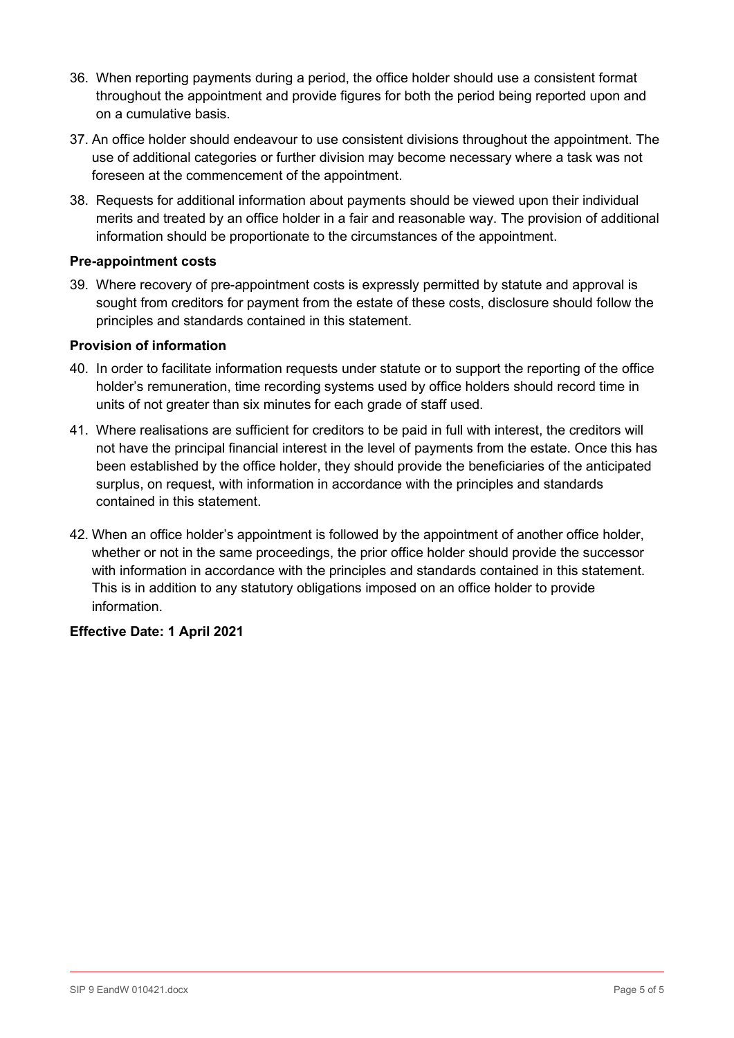36. When reporting payments during a period, the office holder should use a consistent format throughout the appointment and provide figures for both the period being reported upon and on a cumulative basis.

37. An office holder should endeavour to use consistent divisions throughout the appointment. The use of additional categories or further division may become necessary where a task was not foreseen at the commencement of the appointment.

38. Requests for additional information about payments should be viewed upon their individual merits and treated by an office holder in a fair and reasonable way. The provision of additional information should be proportionate to the circumstances of the appointment.

**Pre-appointment costs**

39. Where recovery of pre-appointment costs is expressly permitted by statute and approval is sought from creditors for payment from the estate of these costs, disclosure should follow the principles and standards contained in this statement.

**Provision of information**

40. In order to facilitate information requests under statute or to support the reporting of the office holder's remuneration, time recording systems used by office holders should record time in units of not greater than six minutes for each grade of staff used.

41. Where realisations are sufficient for creditors to be paid in full with interest, the creditors will not have the principal financial interest in the level of payments from the estate. Once this has been established by the office holder, they should provide the beneficiaries of the anticipated surplus, on request, with information in accordance with the principles and standards contained in this statement.

42. When an office holder's appointment is followed by the appointment of another office holder, whether or not in the same proceedings, the prior office holder should provide the successor with information in accordance with the principles and standards contained in this statement. This is in addition to any statutory obligations imposed on an office holder to provide information.

**Effective Date: 1 April 2021**